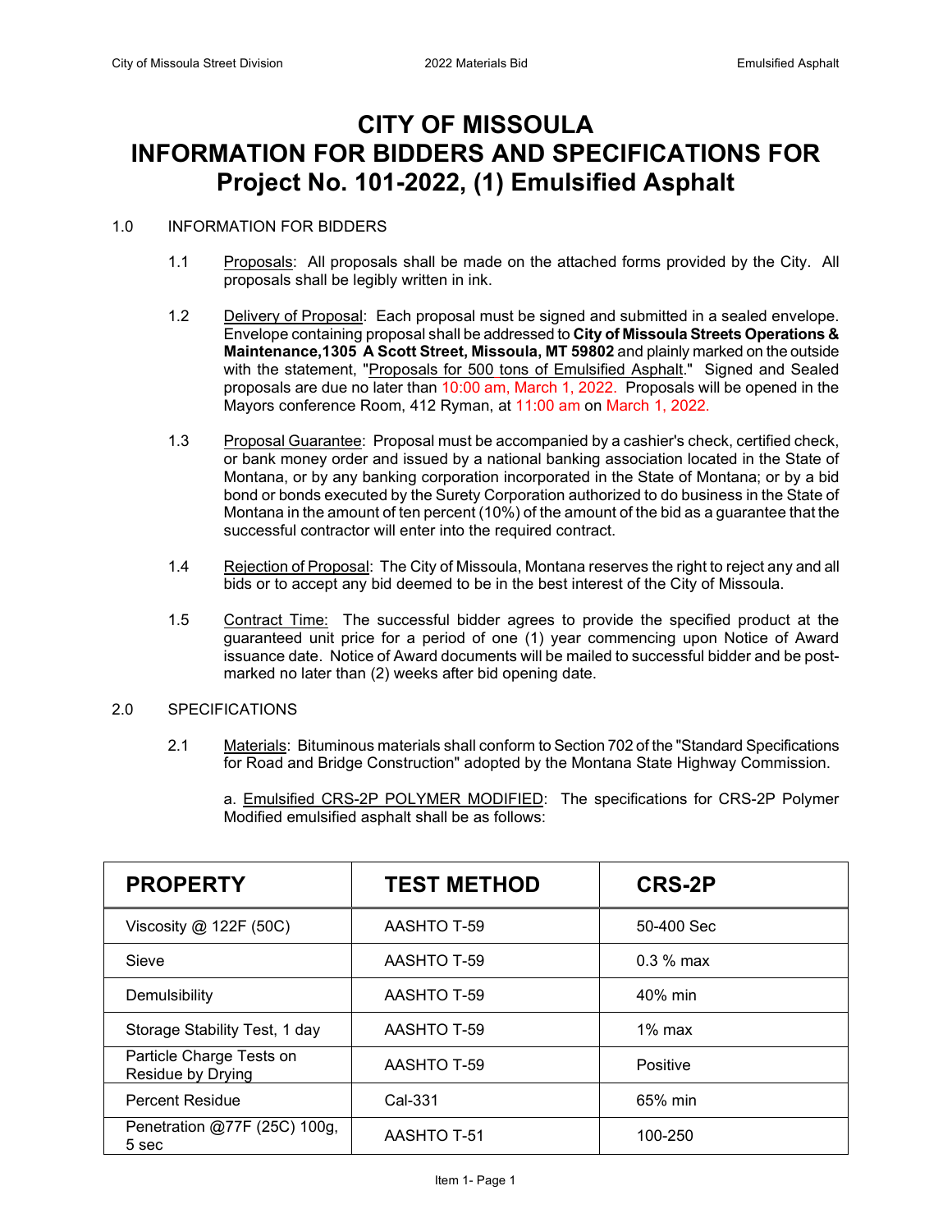# CITY OF MISSOULA
# INFORMATION FOR BIDDERS AND SPECIFICATIONS FOR
# Project No. 101-2022, (1) Emulsified Asphalt

## 1.0 INFORMATION FOR BIDDERS

1.1 Proposals: All proposals shall be made on the attached forms provided by the City. All proposals shall be legibly written in ink.

1.2 Delivery of Proposal: Each proposal must be signed and submitted in a sealed envelope. Envelope containing proposal shall be addressed to **City of Missoula Streets Operations & Maintenance,1305 A Scott Street, Missoula, MT 59802** and plainly marked on the outside with the statement, "Proposals for 500 tons of Emulsified Asphalt." Signed and Sealed proposals are due no later than 10:00 am, March 1, 2022. Proposals will be opened in the Mayors conference Room, 412 Ryman, at 11:00 am on March 1, 2022.

1.3 Proposal Guarantee: Proposal must be accompanied by a cashier's check, certified check, or bank money order and issued by a national banking association located in the State of Montana, or by any banking corporation incorporated in the State of Montana; or by a bid bond or bonds executed by the Surety Corporation authorized to do business in the State of Montana in the amount of ten percent (10%) of the amount of the bid as a guarantee that the successful contractor will enter into the required contract.

1.4 Rejection of Proposal: The City of Missoula, Montana reserves the right to reject any and all bids or to accept any bid deemed to be in the best interest of the City of Missoula.

1.5 Contract Time: The successful bidder agrees to provide the specified product at the guaranteed unit price for a period of one (1) year commencing upon Notice of Award issuance date. Notice of Award documents will be mailed to successful bidder and be post-marked no later than (2) weeks after bid opening date.

## 2.0 SPECIFICATIONS

2.1 Materials: Bituminous materials shall conform to Section 702 of the "Standard Specifications for Road and Bridge Construction" adopted by the Montana State Highway Commission.

a. Emulsified CRS-2P POLYMER MODIFIED: The specifications for CRS-2P Polymer Modified emulsified asphalt shall be as follows:

| PROPERTY | TEST METHOD | CRS-2P |
|---|---|---|
| Viscosity @ 122F (50C) | AASHTO T-59 | 50-400 Sec |
| Sieve | AASHTO T-59 | 0.3 % max |
| Demulsibility | AASHTO T-59 | 40% min |
| Storage Stability Test, 1 day | AASHTO T-59 | 1% max |
| Particle Charge Tests on Residue by Drying | AASHTO T-59 | Positive |
| Percent Residue | Cal-331 | 65% min |
| Penetration @77F (25C) 100g, 5 sec | AASHTO T-51 | 100-250 |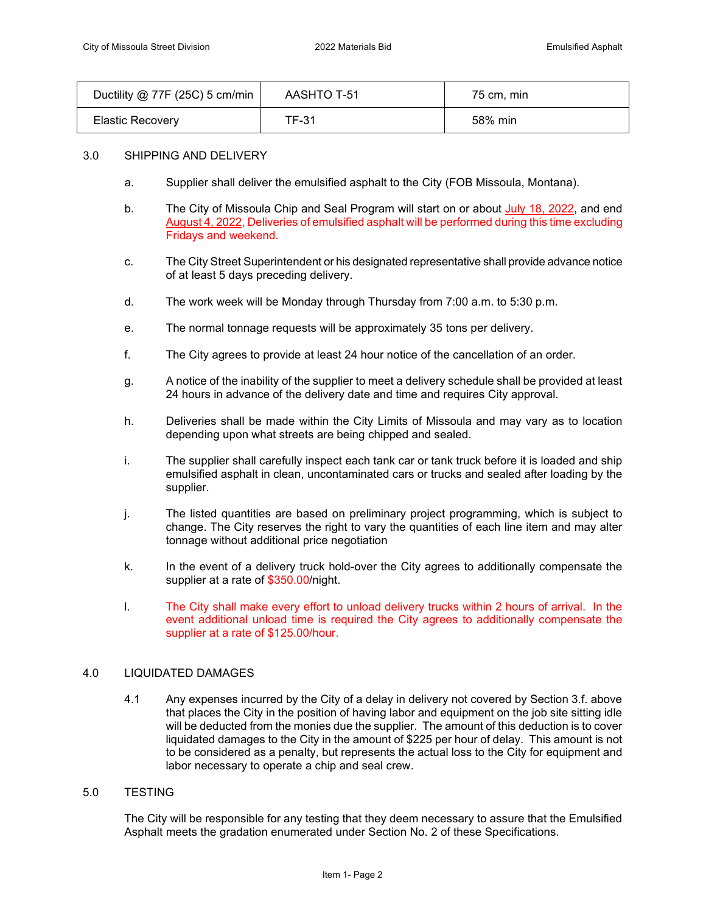| Ductility @ 77F (25C) 5 cm/min | AASHTO T-51 | 75 cm, min |
|---|---|---|
| Elastic Recovery | TF-31 | 58% min |

3.0 SHIPPING AND DELIVERY

a. Supplier shall deliver the emulsified asphalt to the City (FOB Missoula, Montana).

b. The City of Missoula Chip and Seal Program will start on or about July 18, 2022, and end August 4, 2022, Deliveries of emulsified asphalt will be performed during this time excluding Fridays and weekend.

c. The City Street Superintendent or his designated representative shall provide advance notice of at least 5 days preceding delivery.

d. The work week will be Monday through Thursday from 7:00 a.m. to 5:30 p.m.

e. The normal tonnage requests will be approximately 35 tons per delivery.

f. The City agrees to provide at least 24 hour notice of the cancellation of an order.

g. A notice of the inability of the supplier to meet a delivery schedule shall be provided at least 24 hours in advance of the delivery date and time and requires City approval.

h. Deliveries shall be made within the City Limits of Missoula and may vary as to location depending upon what streets are being chipped and sealed.

i. The supplier shall carefully inspect each tank car or tank truck before it is loaded and ship emulsified asphalt in clean, uncontaminated cars or trucks and sealed after loading by the supplier.

j. The listed quantities are based on preliminary project programming, which is subject to change. The City reserves the right to vary the quantities of each line item and may alter tonnage without additional price negotiation

k. In the event of a delivery truck hold-over the City agrees to additionally compensate the supplier at a rate of $350.00/night.

l. The City shall make every effort to unload delivery trucks within 2 hours of arrival. In the event additional unload time is required the City agrees to additionally compensate the supplier at a rate of $125.00/hour.

4.0 LIQUIDATED DAMAGES

4.1 Any expenses incurred by the City of a delay in delivery not covered by Section 3.f. above that places the City in the position of having labor and equipment on the job site sitting idle will be deducted from the monies due the supplier. The amount of this deduction is to cover liquidated damages to the City in the amount of $225 per hour of delay. This amount is not to be considered as a penalty, but represents the actual loss to the City for equipment and labor necessary to operate a chip and seal crew.

5.0 TESTING

The City will be responsible for any testing that they deem necessary to assure that the Emulsified Asphalt meets the gradation enumerated under Section No. 2 of these Specifications.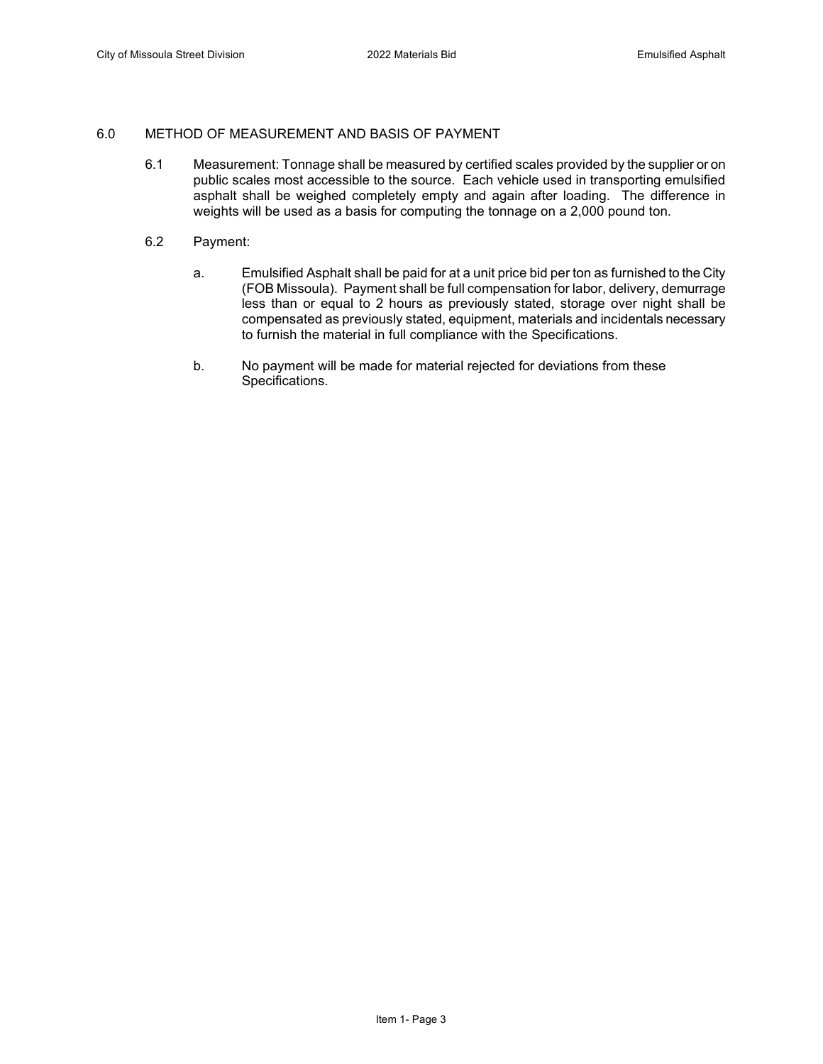## 6.0 METHOD OF MEASUREMENT AND BASIS OF PAYMENT

6.1 Measurement: Tonnage shall be measured by certified scales provided by the supplier or on public scales most accessible to the source. Each vehicle used in transporting emulsified asphalt shall be weighed completely empty and again after loading. The difference in weights will be used as a basis for computing the tonnage on a 2,000 pound ton.

6.2 Payment:

a. Emulsified Asphalt shall be paid for at a unit price bid per ton as furnished to the City (FOB Missoula). Payment shall be full compensation for labor, delivery, demurrage less than or equal to 2 hours as previously stated, storage over night shall be compensated as previously stated, equipment, materials and incidentals necessary to furnish the material in full compliance with the Specifications.

b. No payment will be made for material rejected for deviations from these Specifications.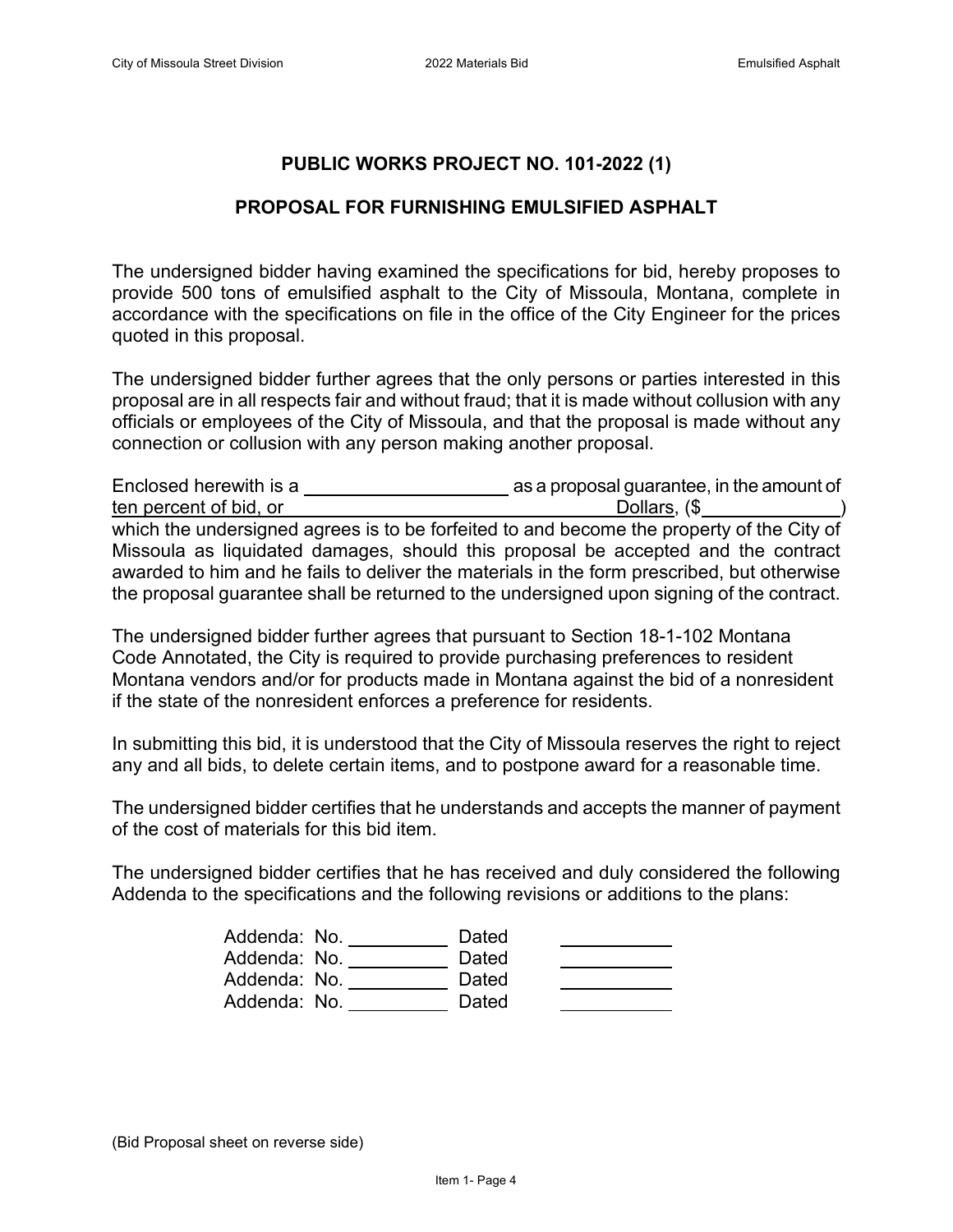## PUBLIC WORKS PROJECT NO. 101-2022 (1)

## PROPOSAL FOR FURNISHING EMULSIFIED ASPHALT

The undersigned bidder having examined the specifications for bid, hereby proposes to provide 500 tons of emulsified asphalt to the City of Missoula, Montana, complete in accordance with the specifications on file in the office of the City Engineer for the prices quoted in this proposal.

The undersigned bidder further agrees that the only persons or parties interested in this proposal are in all respects fair and without fraud; that it is made without collusion with any officials or employees of the City of Missoula, and that the proposal is made without any connection or collusion with any person making another proposal.

Enclosed herewith is a ____________________ as a proposal guarantee, in the amount of ten percent of bid, or ________________________________ Dollars, ($______________) which the undersigned agrees is to be forfeited to and become the property of the City of Missoula as liquidated damages, should this proposal be accepted and the contract awarded to him and he fails to deliver the materials in the form prescribed, but otherwise the proposal guarantee shall be returned to the undersigned upon signing of the contract.

The undersigned bidder further agrees that pursuant to Section 18-1-102 Montana Code Annotated, the City is required to provide purchasing preferences to resident Montana vendors and/or for products made in Montana against the bid of a nonresident if the state of the nonresident enforces a preference for residents.

In submitting this bid, it is understood that the City of Missoula reserves the right to reject any and all bids, to delete certain items, and to postpone award for a reasonable time.

The undersigned bidder certifies that he understands and accepts the manner of payment of the cost of materials for this bid item.

The undersigned bidder certifies that he has received and duly considered the following Addenda to the specifications and the following revisions or additions to the plans:

Addenda: No. __________ Dated ___________
Addenda: No. __________ Dated ___________
Addenda: No. __________ Dated ___________
Addenda: No. __________ Dated ___________

(Bid Proposal sheet on reverse side)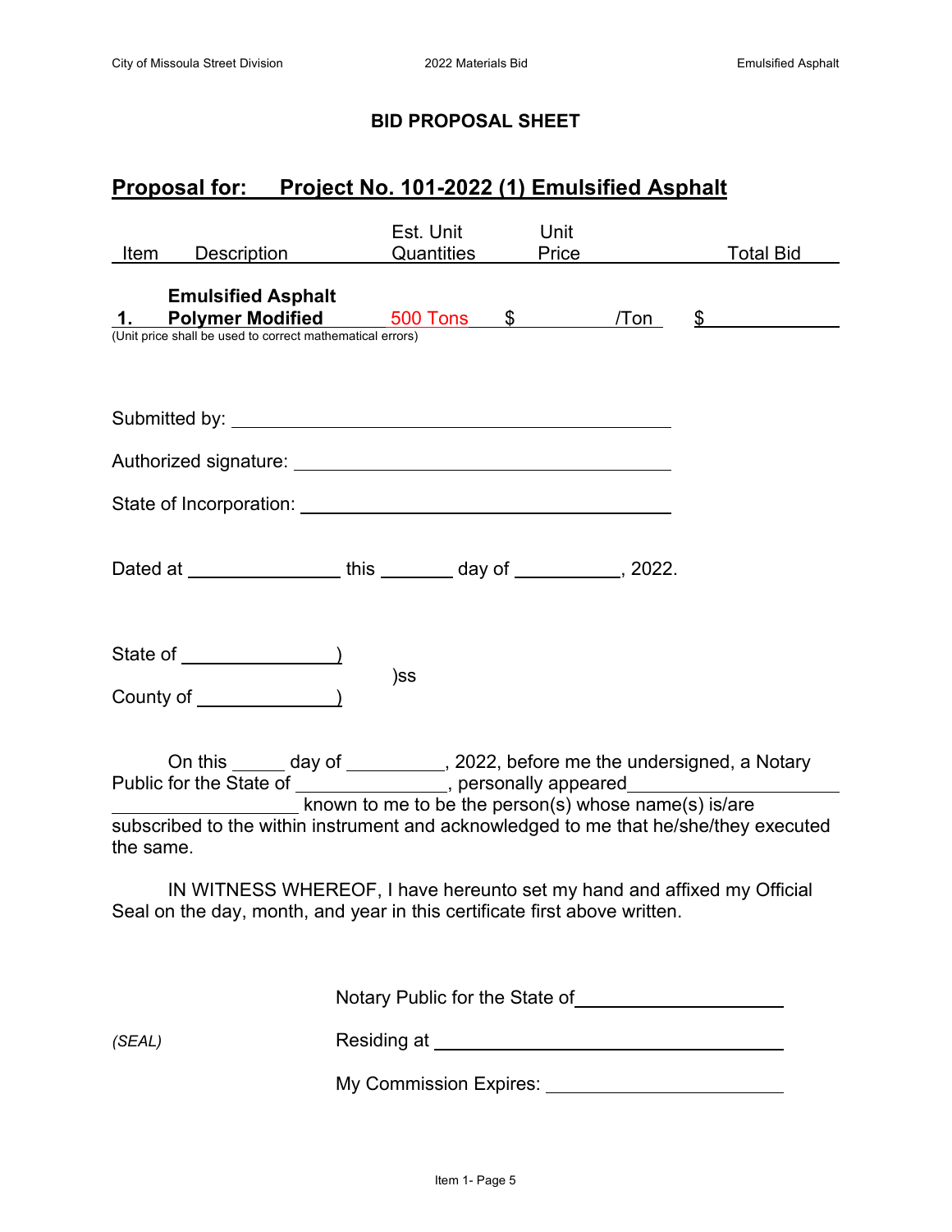## BID PROPOSAL SHEET

## Proposal for: Project No. 101-2022 (1) Emulsified Asphalt

| Item | Description | Est. Unit Quantities | Unit Price | Total Bid |
|---|---|---|---|---|
| 1. | **Emulsified Asphalt Polymer Modified** | 500 Tons | $ ______ /Ton | $ ______ |

(Unit price shall be used to correct mathematical errors)

Submitted by: ______________________________

Authorized signature: ______________________________

State of Incorporation: ______________________________

Dated at ______________ this _______ day of __________, 2022.

State of ______________ )
)ss
County of ______________ )

On this _____ day of __________, 2022, before me the undersigned, a Notary Public for the State of ______________, personally appeared ______________________________ known to me to be the person(s) whose name(s) is/are subscribed to the within instrument and acknowledged to me that he/she/they executed the same.

IN WITNESS WHEREOF, I have hereunto set my hand and affixed my Official Seal on the day, month, and year in this certificate first above written.

Notary Public for the State of ____________________

*(SEAL)* Residing at ______________________________

My Commission Expires: ______________________